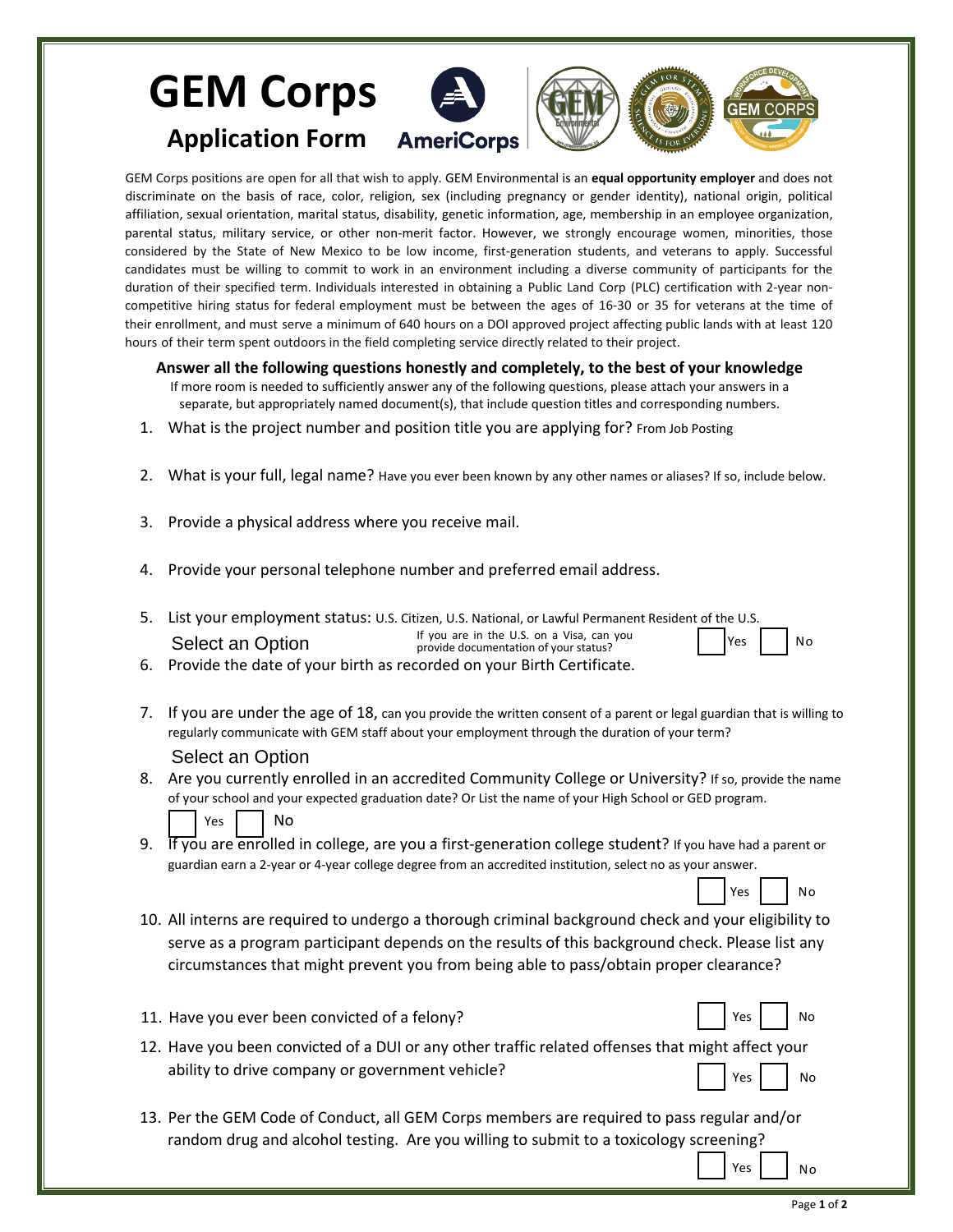# GEM Corps

## Application Form

AmeriCorps

GEM Corps positions are open for all that wish to apply. GEM Environmental is an **equal opportunity employer** and does not discriminate on the basis of race, color, religion, sex (including pregnancy or gender identity), national origin, political affiliation, sexual orientation, marital status, disability, genetic information, age, membership in an employee organization, parental status, military service, or other non-merit factor. However, we strongly encourage women, minorities, those considered by the State of New Mexico to be low income, first-generation students, and veterans to apply. Successful candidates must be willing to commit to work in an environment including a diverse community of participants for the duration of their specified term. Individuals interested in obtaining a Public Land Corp (PLC) certification with 2-year non-competitive hiring status for federal employment must be between the ages of 16-30 or 35 for veterans at the time of their enrollment, and must serve a minimum of 640 hours on a DOI approved project affecting public lands with at least 120 hours of their term spent outdoors in the field completing service directly related to their project.

**Answer all the following questions honestly and completely, to the best of your knowledge**

If more room is needed to sufficiently answer any of the following questions, please attach your answers in a separate, but appropriately named document(s), that include question titles and corresponding numbers.

1. What is the project number and position title you are applying for? From Job Posting

2. What is your full, legal name? Have you ever been known by any other names or aliases? If so, include below.

3. Provide a physical address where you receive mail.

4. Provide your personal telephone number and preferred email address.

5. List your employment status: U.S. Citizen, U.S. National, or Lawful Permanent Resident of the U.S.

   Select an Option

   If you are in the U.S. on a Visa, can you provide documentation of your status? ☐ Yes ☐ No

6. Provide the date of your birth as recorded on your Birth Certificate.

7. If you are under the age of 18, can you provide the written consent of a parent or legal guardian that is willing to regularly communicate with GEM staff about your employment through the duration of your term?

   Select an Option

8. Are you currently enrolled in an accredited Community College or University? If so, provide the name of your school and your expected graduation date? Or List the name of your High School or GED program.

   ☐ Yes ☐ No

9. If you are enrolled in college, are you a first-generation college student? If you have had a parent or guardian earn a 2-year or 4-year college degree from an accredited institution, select no as your answer.

   ☐ Yes ☐ No

10. All interns are required to undergo a thorough criminal background check and your eligibility to serve as a program participant depends on the results of this background check. Please list any circumstances that might prevent you from being able to pass/obtain proper clearance?

11. Have you ever been convicted of a felony? ☐ Yes ☐ No

12. Have you been convicted of a DUI or any other traffic related offenses that might affect your ability to drive company or government vehicle? ☐ Yes ☐ No

13. Per the GEM Code of Conduct, all GEM Corps members are required to pass regular and/or random drug and alcohol testing. Are you willing to submit to a toxicology screening?

    ☐ Yes ☐ No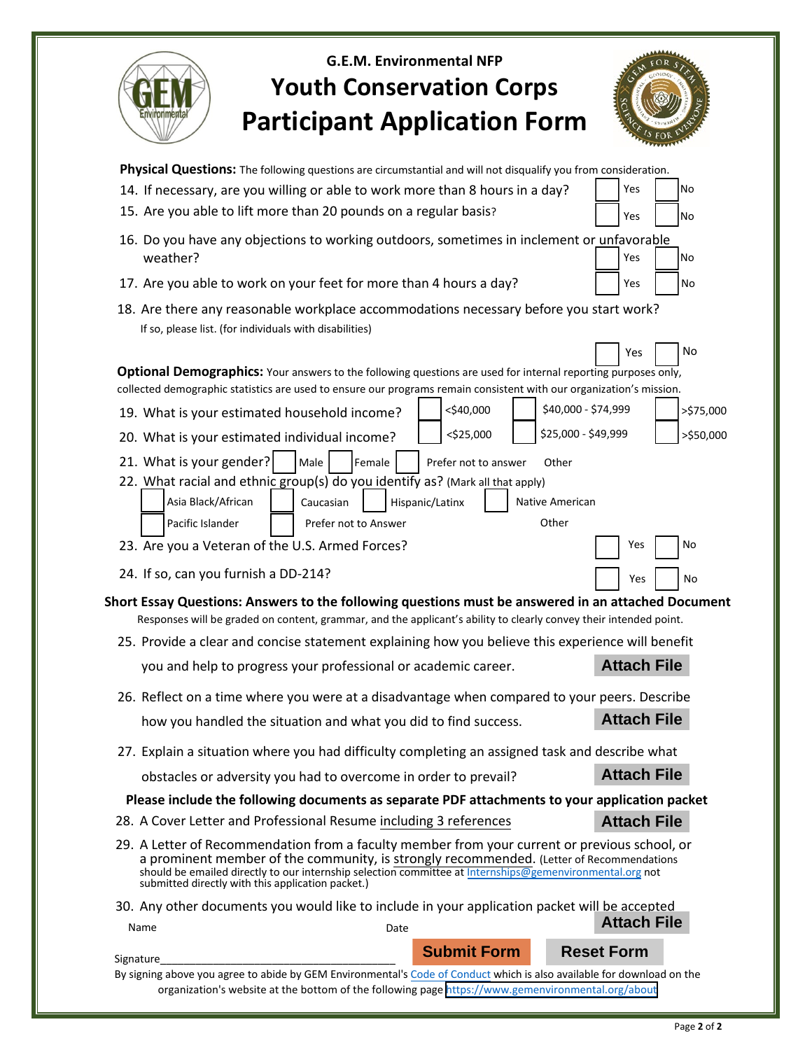G.E.M. Environmental NFP

# Youth Conservation Corps
# Participant Application Form

**Physical Questions:** The following questions are circumstantial and will not disqualify you from consideration.

14. If necessary, are you willing or able to work more than 8 hours in a day? ☐ Yes ☐ No
15. Are you able to lift more than 20 pounds on a regular basis? ☐ Yes ☐ No
16. Do you have any objections to working outdoors, sometimes in inclement or unfavorable weather? ☐ Yes ☐ No
17. Are you able to work on your feet for more than 4 hours a day? ☐ Yes ☐ No
18. Are there any reasonable workplace accommodations necessary before you start work? If so, please list. (for individuals with disabilities) ☐ Yes ☐ No

**Optional Demographics:** Your answers to the following questions are used for internal reporting purposes only, collected demographic statistics are used to ensure our programs remain consistent with our organization's mission.

19. What is your estimated household income? ☐ <$40,000 ☐ $40,000 - $74,999 ☐ >$75,000
20. What is your estimated individual income? ☐ <$25,000 ☐ $25,000 - $49,999 ☐ >$50,000
21. What is your gender? ☐ Male ☐ Female ☐ Prefer not to answer Other
22. What racial and ethnic group(s) do you identify as? (Mark all that apply)
    ☐ Asia Black/African ☐ Caucasian ☐ Hispanic/Latinx ☐ Native American
    ☐ Pacific Islander ☐ Prefer not to Answer Other
23. Are you a Veteran of the U.S. Armed Forces? ☐ Yes ☐ No
24. If so, can you furnish a DD-214? ☐ Yes ☐ No

**Short Essay Questions: Answers to the following questions must be answered in an attached Document**

Responses will be graded on content, grammar, and the applicant's ability to clearly convey their intended point.

25. Provide a clear and concise statement explaining how you believe this experience will benefit you and help to progress your professional or academic career. **Attach File**
26. Reflect on a time where you were at a disadvantage when compared to your peers. Describe how you handled the situation and what you did to find success. **Attach File**
27. Explain a situation where you had difficulty completing an assigned task and describe what obstacles or adversity you had to overcome in order to prevail? **Attach File**

**Please include the following documents as separate PDF attachments to your application packet**

28. A Cover Letter and Professional Resume including 3 references **Attach File**
29. A Letter of Recommendation from a faculty member from your current or previous school, or a prominent member of the community, is strongly recommended. (Letter of Recommendations should be emailed directly to our internship selection committee at Internships@gemenvironmental.org not submitted directly with this application packet.)
30. Any other documents you would like to include in your application packet will be accepted **Attach File**

Name Date

Signature________________________________________

**Submit Form** **Reset Form**

By signing above you agree to abide by GEM Environmental's Code of Conduct which is also available for download on the organization's website at the bottom of the following page https://www.gemenvironmental.org/about